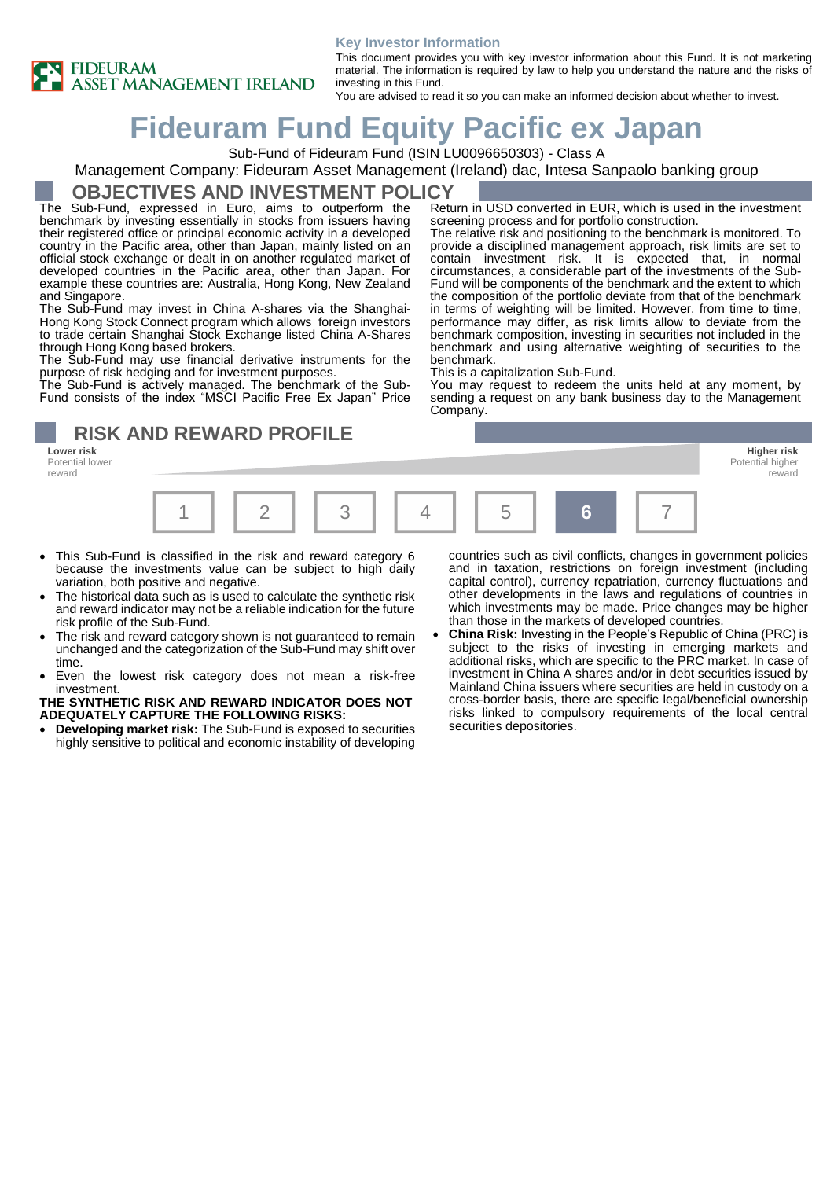FIDEURAM ASSET MANAGEMENT IRELAND

**Key Investor Information**

This document provides you with key investor information about this Fund. It is not marketing material. The information is required by law to help you understand the nature and the risks of investing in this Fund.

You are advised to read it so you can make an informed decision about whether to invest.

# Fideuram Fund Equity Pacific ex Japan

Sub-Fund of Fideuram Fund (ISIN LU0096650303) - Class A

Management Company: Fideuram Asset Management (Ireland) dac, Intesa Sanpaolo banking group

## OBJECTIVES AND INVESTMENT POLICY

The Sub-Fund, expressed in Euro, aims to outperform the benchmark by investing essentially in stocks from issuers having their registered office or principal economic activity in a developed country in the Pacific area, other than Japan, mainly listed on an official stock exchange or dealt in on another regulated market of developed countries in the Pacific area, other than Japan. For example these countries are: Australia, Hong Kong, New Zealand and Singapore.

The Sub-Fund may invest in China A-shares via the Shanghai-Hong Kong Stock Connect program which allows foreign investors to trade certain Shanghai Stock Exchange listed China A-Shares through Hong Kong based brokers.

The Sub-Fund may use financial derivative instruments for the purpose of risk hedging and for investment purposes.

The Sub-Fund is actively managed. The benchmark of the Sub-Fund consists of the index "MSCI Pacific Free Ex Japan" Price Return in USD converted in EUR, which is used in the investment screening process and for portfolio construction.

The relative risk and positioning to the benchmark is monitored. To provide a disciplined management approach, risk limits are set to contain investment risk. It is expected that, in normal circumstances, a considerable part of the investments of the Sub-Fund will be components of the benchmark and the extent to which the composition of the portfolio deviate from that of the benchmark in terms of weighting will be limited. However, from time to time, performance may differ, as risk limits allow to deviate from the benchmark composition, investing in securities not included in the benchmark and using alternative weighting of securities to the benchmark.

This is a capitalization Sub-Fund.

You may request to redeem the units held at any moment, by sending a request on any bank business day to the Management Company.

## RISK AND REWARD PROFILE

**Lower risk** Potential lower reward — **Higher risk** Potential higher reward

| 1 | 2 | 3 | 4 | 5 | **6** | 7 |
|---|---|---|---|---|---|---|

- This Sub-Fund is classified in the risk and reward category 6 because the investments value can be subject to high daily variation, both positive and negative.
- The historical data such as is used to calculate the synthetic risk and reward indicator may not be a reliable indication for the future risk profile of the Sub-Fund.
- The risk and reward category shown is not guaranteed to remain unchanged and the categorization of the Sub-Fund may shift over time.
- Even the lowest risk category does not mean a risk-free investment.

**THE SYNTHETIC RISK AND REWARD INDICATOR DOES NOT ADEQUATELY CAPTURE THE FOLLOWING RISKS:**

- **Developing market risk:** The Sub-Fund is exposed to securities highly sensitive to political and economic instability of developing countries such as civil conflicts, changes in government policies and in taxation, restrictions on foreign investment (including capital control), currency repatriation, currency fluctuations and other developments in the laws and regulations of countries in which investments may be made. Price changes may be higher than those in the markets of developed countries.
- **China Risk:** Investing in the People's Republic of China (PRC) is subject to the risks of investing in emerging markets and additional risks, which are specific to the PRC market. In case of investment in China A shares and/or in debt securities issued by Mainland China issuers where securities are held in custody on a cross-border basis, there are specific legal/beneficial ownership risks linked to compulsory requirements of the local central securities depositories.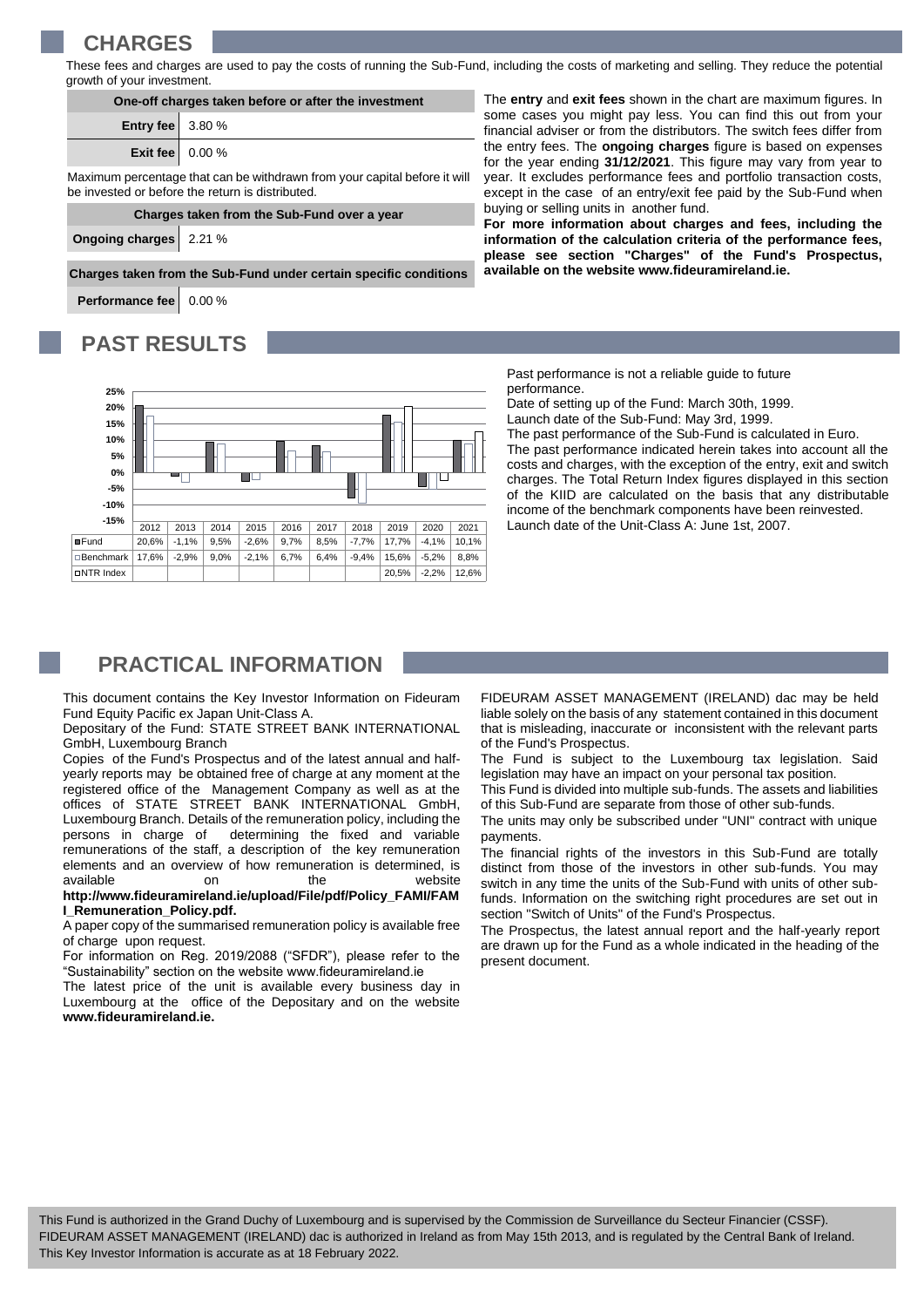## CHARGES

These fees and charges are used to pay the costs of running the Sub-Fund, including the costs of marketing and selling. They reduce the potential growth of your investment.

| One-off charges taken before or after the investment | |
|---|---|
| **Entry fee** | 3.80 % |
| **Exit fee** | 0.00 % |

Maximum percentage that can be withdrawn from your capital before it will be invested or before the return is distributed.

| Charges taken from the Sub-Fund over a year | |
|---|---|
| **Ongoing charges** | 2.21 % |

| Charges taken from the Sub-Fund under certain specific conditions | |
|---|---|
| **Performance fee** | 0.00 % |

The **entry** and **exit fees** shown in the chart are maximum figures. In some cases you might pay less. You can find this out from your financial adviser or from the distributors. The switch fees differ from the entry fees. The **ongoing charges** figure is based on expenses for the year ending **31/12/2021**. This figure may vary from year to year. It excludes performance fees and portfolio transaction costs, except in the case of an entry/exit fee paid by the Sub-Fund when buying or selling units in another fund.

**For more information about charges and fees, including the information of the calculation criteria of the performance fees, please see section "Charges" of the Fund's Prospectus, available on the website www.fideuramireland.ie.**

## PAST RESULTS

25%
20%
15%
10%
5%
0%
-5%
-10%
-15%

2012 2013 2014 2015 2016 2017 2018 2019 2020 2021
Fund 20,6% -1,1% 9,5% -2,6% 9,7% 8,5% -7,7% 17,7% -4,1% 10,1%
Benchmark 17,6% -2,9% 9,0% -2,1% 6,7% 6,4% -9,4% 15,6% -5,2% 8,8%
NTR Index 20,5% -2,2% 12,6%

Past performance is not a reliable guide to future performance.
Date of setting up of the Fund: March 30th, 1999.
Launch date of the Sub-Fund: May 3rd, 1999.
The past performance of the Sub-Fund is calculated in Euro.
The past performance indicated herein takes into account all the costs and charges, with the exception of the entry, exit and switch charges. The Total Return Index figures displayed in this section of the KIID are calculated on the basis that any distributable income of the benchmark components have been reinvested.
Launch date of the Unit-Class A: June 1st, 2007.

## PRACTICAL INFORMATION

This document contains the Key Investor Information on Fideuram Fund Equity Pacific ex Japan Unit-Class A.

Depositary of the Fund: STATE STREET BANK INTERNATIONAL GmbH, Luxembourg Branch

Copies of the Fund's Prospectus and of the latest annual and half-yearly reports may be obtained free of charge at any moment at the registered office of the Management Company as well as at the offices of STATE STREET BANK INTERNATIONAL GmbH, Luxembourg Branch. Details of the remuneration policy, including the persons in charge of determining the fixed and variable remunerations of the staff, a description of the key remuneration elements and an overview of how remuneration is determined, is available on the website **http://www.fideuramireland.ie/upload/File/pdf/Policy_FAMI/FAMI_Remuneration_Policy.pdf.**

A paper copy of the summarised remuneration policy is available free of charge upon request.

For information on Reg. 2019/2088 ("SFDR"), please refer to the "Sustainability" section on the website www.fideuramireland.ie

The latest price of the unit is available every business day in Luxembourg at the office of the Depositary and on the website **www.fideuramireland.ie.**

FIDEURAM ASSET MANAGEMENT (IRELAND) dac may be held liable solely on the basis of any statement contained in this document that is misleading, inaccurate or inconsistent with the relevant parts of the Fund's Prospectus.

The Fund is subject to the Luxembourg tax legislation. Said legislation may have an impact on your personal tax position.

This Fund is divided into multiple sub-funds. The assets and liabilities of this Sub-Fund are separate from those of other sub-funds.

The units may only be subscribed under "UNI" contract with unique payments.

The financial rights of the investors in this Sub-Fund are totally distinct from those of the investors in other sub-funds. You may switch in any time the units of the Sub-Fund with units of other sub-funds. Information on the switching right procedures are set out in section "Switch of Units" of the Fund's Prospectus.

The Prospectus, the latest annual report and the half-yearly report are drawn up for the Fund as a whole indicated in the heading of the present document.

This Fund is authorized in the Grand Duchy of Luxembourg and is supervised by the Commission de Surveillance du Secteur Financier (CSSF).
FIDEURAM ASSET MANAGEMENT (IRELAND) dac is authorized in Ireland as from May 15th 2013, and is regulated by the Central Bank of Ireland.
This Key Investor Information is accurate as at 18 February 2022.